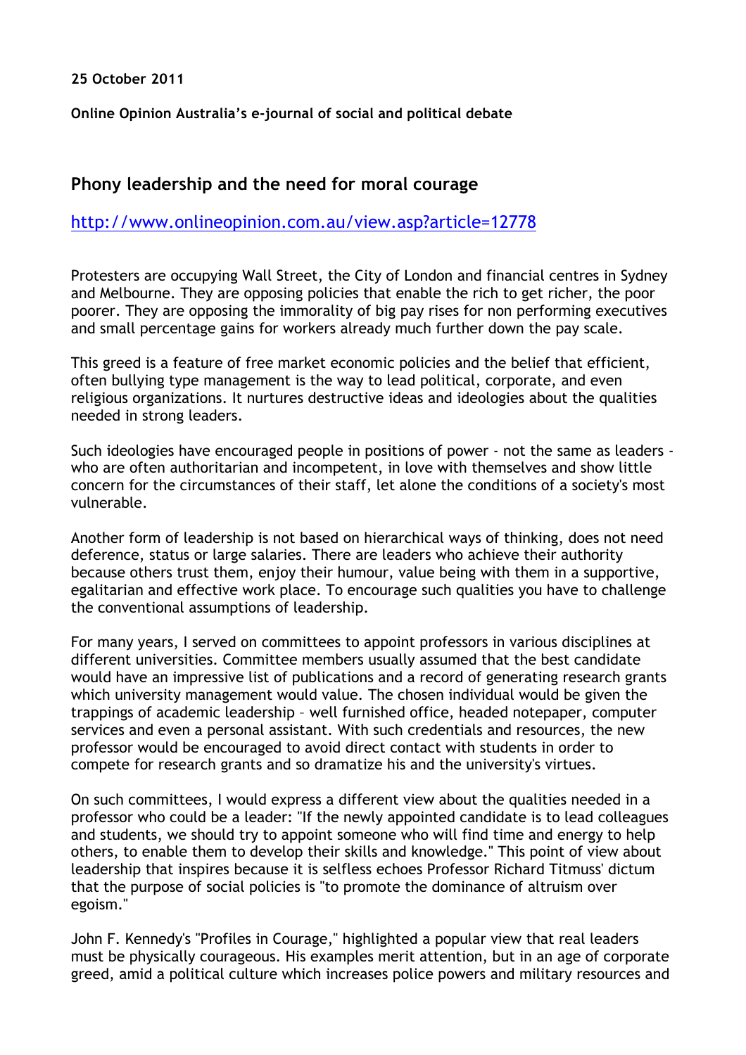**25 October 2011**

**Online Opinion Australia's e-journal of social and political debate**

## Phony leadership and the need for moral courage

http://www.onlineopinion.com.au/view.asp?article=12778

Protesters are occupying Wall Street, the City of London and financial centres in Sydney and Melbourne. They are opposing policies that enable the rich to get richer, the poor poorer. They are opposing the immorality of big pay rises for non performing executives and small percentage gains for workers already much further down the pay scale.

This greed is a feature of free market economic policies and the belief that efficient, often bullying type management is the way to lead political, corporate, and even religious organizations. It nurtures destructive ideas and ideologies about the qualities needed in strong leaders.

Such ideologies have encouraged people in positions of power - not the same as leaders - who are often authoritarian and incompetent, in love with themselves and show little concern for the circumstances of their staff, let alone the conditions of a society's most vulnerable.

Another form of leadership is not based on hierarchical ways of thinking, does not need deference, status or large salaries. There are leaders who achieve their authority because others trust them, enjoy their humour, value being with them in a supportive, egalitarian and effective work place. To encourage such qualities you have to challenge the conventional assumptions of leadership.

For many years, I served on committees to appoint professors in various disciplines at different universities. Committee members usually assumed that the best candidate would have an impressive list of publications and a record of generating research grants which university management would value. The chosen individual would be given the trappings of academic leadership – well furnished office, headed notepaper, computer services and even a personal assistant. With such credentials and resources, the new professor would be encouraged to avoid direct contact with students in order to compete for research grants and so dramatize his and the university's virtues.

On such committees, I would express a different view about the qualities needed in a professor who could be a leader: "If the newly appointed candidate is to lead colleagues and students, we should try to appoint someone who will find time and energy to help others, to enable them to develop their skills and knowledge." This point of view about leadership that inspires because it is selfless echoes Professor Richard Titmuss' dictum that the purpose of social policies is "to promote the dominance of altruism over egoism."

John F. Kennedy's "Profiles in Courage," highlighted a popular view that real leaders must be physically courageous. His examples merit attention, but in an age of corporate greed, amid a political culture which increases police powers and military resources and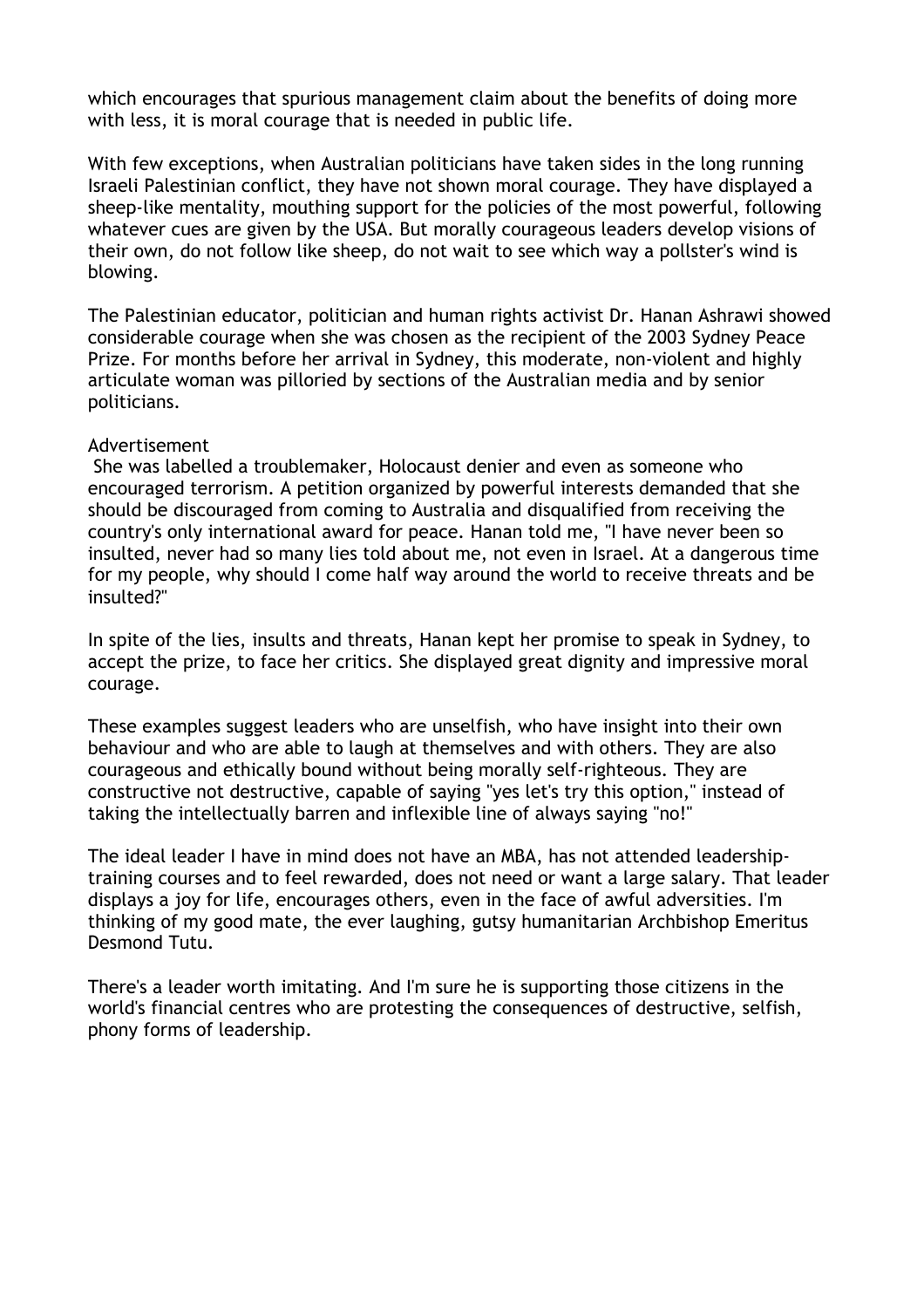which encourages that spurious management claim about the benefits of doing more with less, it is moral courage that is needed in public life.

With few exceptions, when Australian politicians have taken sides in the long running Israeli Palestinian conflict, they have not shown moral courage. They have displayed a sheep-like mentality, mouthing support for the policies of the most powerful, following whatever cues are given by the USA. But morally courageous leaders develop visions of their own, do not follow like sheep, do not wait to see which way a pollster's wind is blowing.

The Palestinian educator, politician and human rights activist Dr. Hanan Ashrawi showed considerable courage when she was chosen as the recipient of the 2003 Sydney Peace Prize. For months before her arrival in Sydney, this moderate, non-violent and highly articulate woman was pilloried by sections of the Australian media and by senior politicians.

Advertisement

She was labelled a troublemaker, Holocaust denier and even as someone who encouraged terrorism. A petition organized by powerful interests demanded that she should be discouraged from coming to Australia and disqualified from receiving the country's only international award for peace. Hanan told me, "I have never been so insulted, never had so many lies told about me, not even in Israel. At a dangerous time for my people, why should I come half way around the world to receive threats and be insulted?"

In spite of the lies, insults and threats, Hanan kept her promise to speak in Sydney, to accept the prize, to face her critics. She displayed great dignity and impressive moral courage.

These examples suggest leaders who are unselfish, who have insight into their own behaviour and who are able to laugh at themselves and with others. They are also courageous and ethically bound without being morally self-righteous. They are constructive not destructive, capable of saying "yes let's try this option," instead of taking the intellectually barren and inflexible line of always saying "no!"

The ideal leader I have in mind does not have an MBA, has not attended leadership-training courses and to feel rewarded, does not need or want a large salary. That leader displays a joy for life, encourages others, even in the face of awful adversities. I'm thinking of my good mate, the ever laughing, gutsy humanitarian Archbishop Emeritus Desmond Tutu.

There's a leader worth imitating. And I'm sure he is supporting those citizens in the world's financial centres who are protesting the consequences of destructive, selfish, phony forms of leadership.